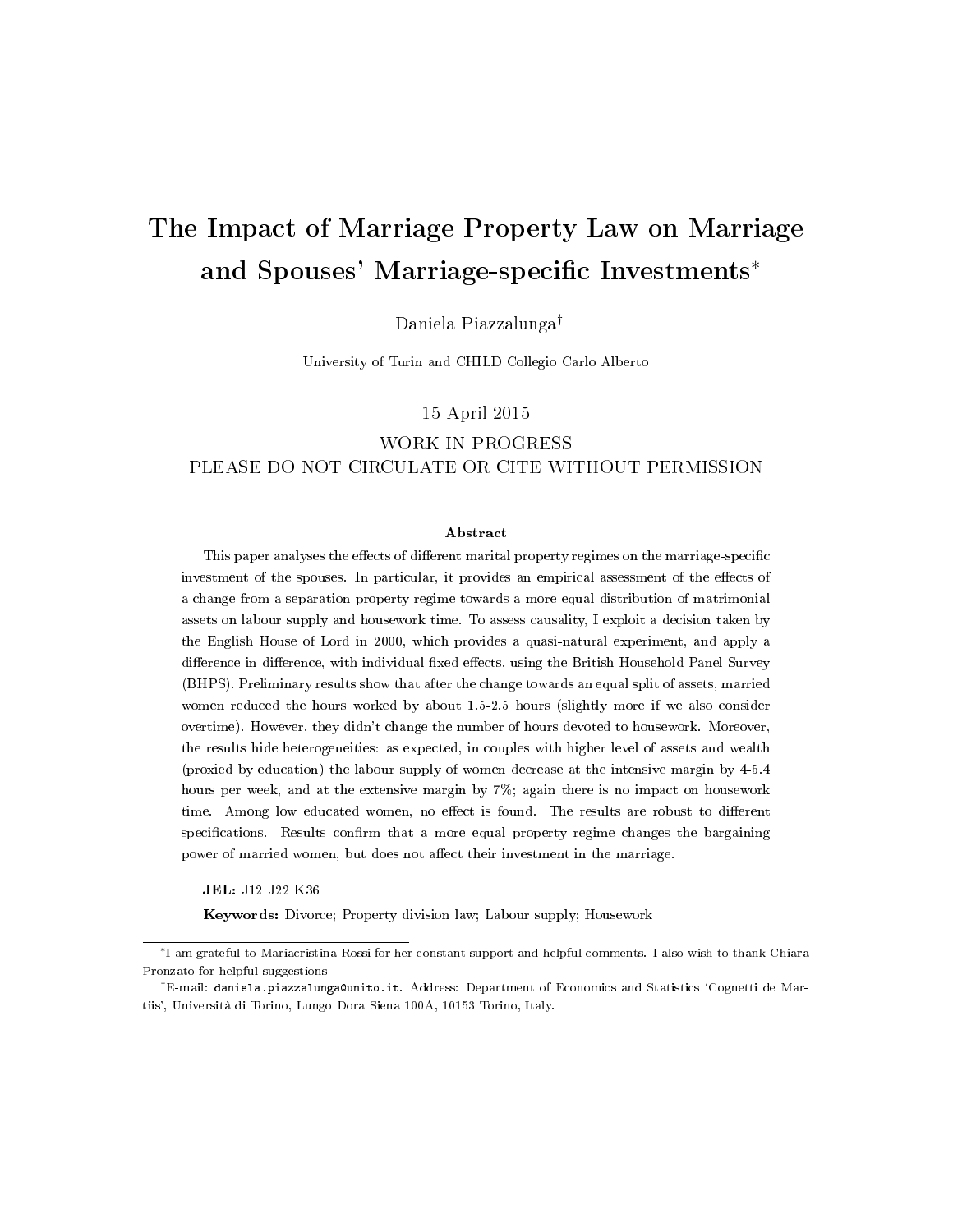# The Impact of Marriage Property Law on Marriage and Spouses' Marriage-specific Investments[*]

Daniela Piazzalunga[†]

University of Turin and CHILD Collegio Carlo Alberto

15 April 2015

WORK IN PROGRESS

PLEASE DO NOT CIRCULATE OR CITE WITHOUT PERMISSION

### Abstract

This paper analyses the effects of different marital property regimes on the marriage-specific investment of the spouses. In particular, it provides an empirical assessment of the effects of a change from a separation property regime towards a more equal distribution of matrimonial assets on labour supply and housework time. To assess causality, I exploit a decision taken by the English House of Lord in 2000, which provides a quasi-natural experiment, and apply a difference-in-difference, with individual fixed effects, using the British Household Panel Survey (BHPS). Preliminary results show that after the change towards an equal split of assets, married women reduced the hours worked by about 1.5-2.5 hours (slightly more if we also consider overtime). However, they didn't change the number of hours devoted to housework. Moreover, the results hide heterogeneities: as expected, in couples with higher level of assets and wealth (proxied by education) the labour supply of women decrease at the intensive margin by 4-5.4 hours per week, and at the extensive margin by 7%; again there is no impact on housework time. Among low educated women, no effect is found. The results are robust to different specifications. Results confirm that a more equal property regime changes the bargaining power of married women, but does not affect their investment in the marriage.

**JEL:** J12 J22 K36

**Keywords:** Divorce; Property division law; Labour supply; Housework

---

[*] I am grateful to Mariacristina Rossi for her constant support and helpful comments. I also wish to thank Chiara Pronzato for helpful suggestions

[†] E-mail: daniela.piazzalunga@unito.it. Address: Department of Economics and Statistics 'Cognetti de Martiis', Università di Torino, Lungo Dora Siena 100A, 10153 Torino, Italy.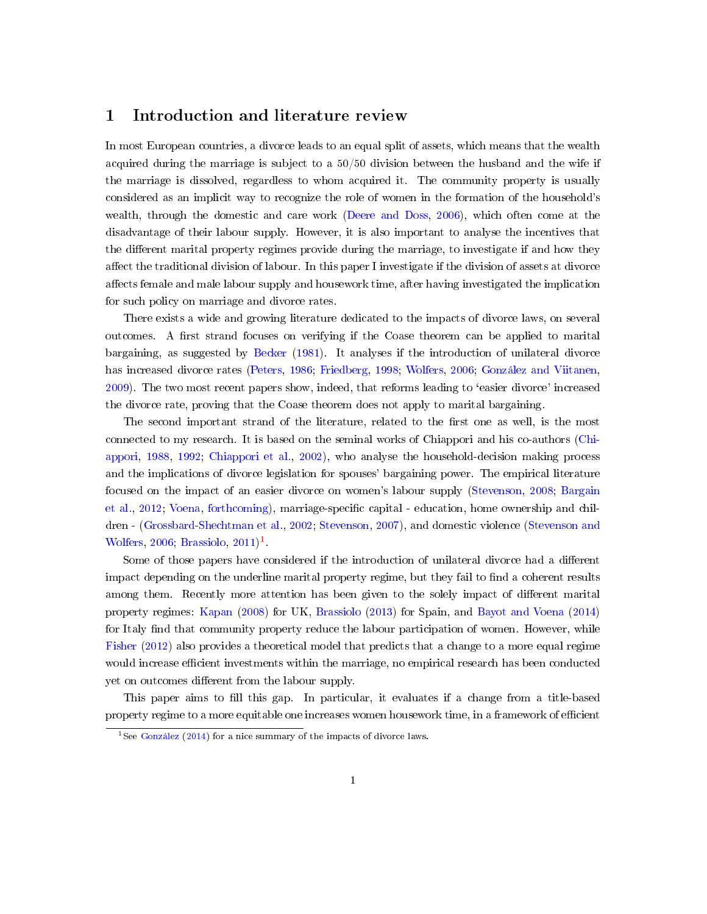# 1 Introduction and literature review

In most European countries, a divorce leads to an equal split of assets, which means that the wealth acquired during the marriage is subject to a 50/50 division between the husband and the wife if the marriage is dissolved, regardless to whom acquired it. The community property is usually considered as an implicit way to recognize the role of women in the formation of the household's wealth, through the domestic and care work (Deere and Doss, 2006), which often come at the disadvantage of their labour supply. However, it is also important to analyse the incentives that the different marital property regimes provide during the marriage, to investigate if and how they affect the traditional division of labour. In this paper I investigate if the division of assets at divorce affects female and male labour supply and housework time, after having investigated the implication for such policy on marriage and divorce rates.

There exists a wide and growing literature dedicated to the impacts of divorce laws, on several outcomes. A first strand focuses on verifying if the Coase theorem can be applied to marital bargaining, as suggested by Becker (1981). It analyses if the introduction of unilateral divorce has increased divorce rates (Peters, 1986; Friedberg, 1998; Wolfers, 2006; González and Viitanen, 2009). The two most recent papers show, indeed, that reforms leading to 'easier divorce' increased the divorce rate, proving that the Coase theorem does not apply to marital bargaining.

The second important strand of the literature, related to the first one as well, is the most connected to my research. It is based on the seminal works of Chiappori and his co-authors (Chiappori, 1988, 1992; Chiappori et al., 2002), who analyse the household-decision making process and the implications of divorce legislation for spouses' bargaining power. The empirical literature focused on the impact of an easier divorce on women's labour supply (Stevenson, 2008; Bargain et al., 2012; Voena, forthcoming), marriage-specific capital - education, home ownership and children - (Grossbard-Shechtman et al., 2002; Stevenson, 2007), and domestic violence (Stevenson and Wolfers, 2006; Brassiolo, 2011)[1].

Some of those papers have considered if the introduction of unilateral divorce had a different impact depending on the underline marital property regime, but they fail to find a coherent results among them. Recently more attention has been given to the solely impact of different marital property regimes: Kapan (2008) for UK, Brassiolo (2013) for Spain, and Bayot and Voena (2014) for Italy find that community property reduce the labour participation of women. However, while Fisher (2012) also provides a theoretical model that predicts that a change to a more equal regime would increase efficient investments within the marriage, no empirical research has been conducted yet on outcomes different from the labour supply.

This paper aims to fill this gap. In particular, it evaluates if a change from a title-based property regime to a more equitable one increases women housework time, in a framework of efficient

[1] See González (2014) for a nice summary of the impacts of divorce laws.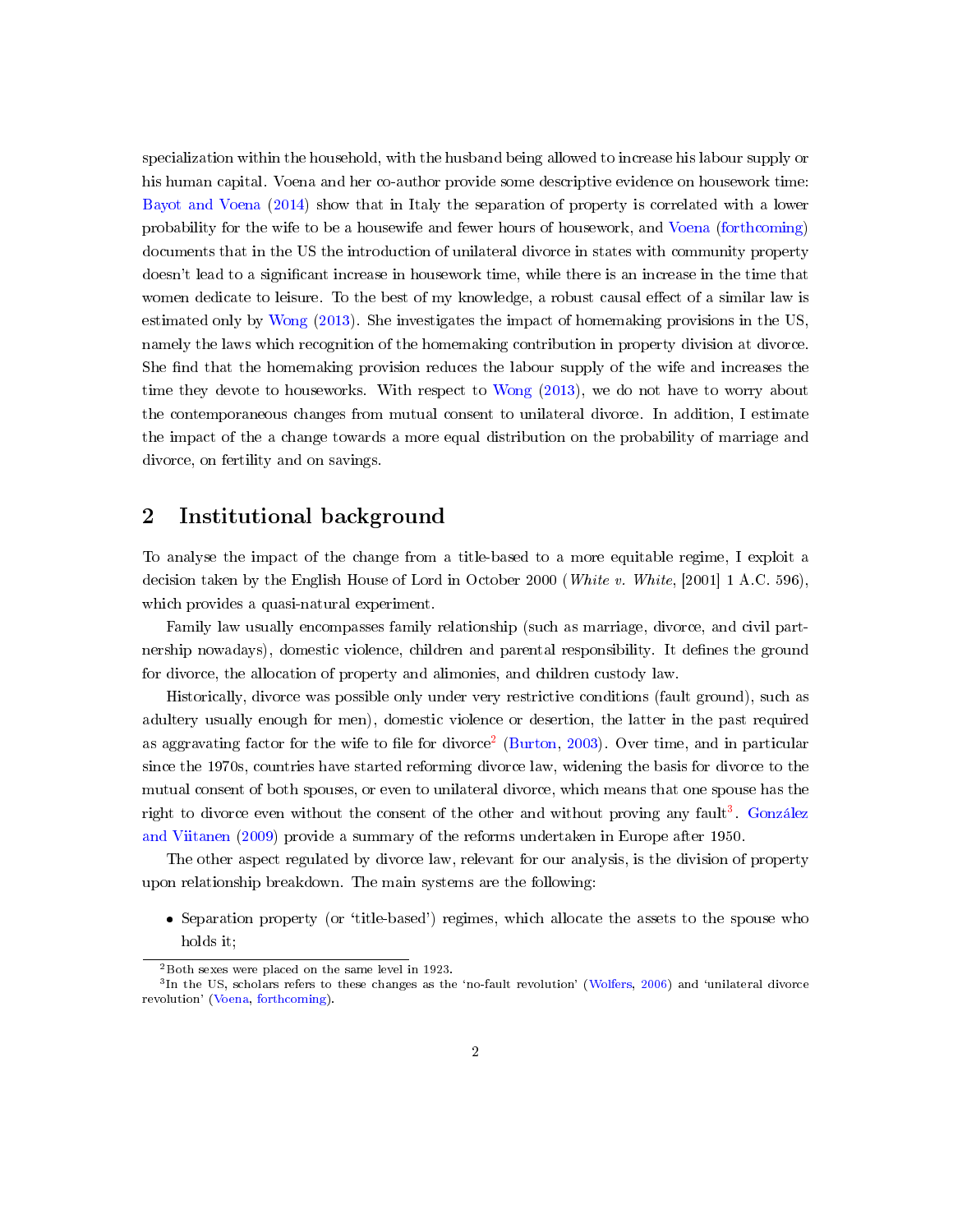specialization within the household, with the husband being allowed to increase his labour supply or his human capital. Voena and her co-author provide some descriptive evidence on housework time: Bayot and Voena (2014) show that in Italy the separation of property is correlated with a lower probability for the wife to be a housewife and fewer hours of housework, and Voena (forthcoming) documents that in the US the introduction of unilateral divorce in states with community property doesn't lead to a significant increase in housework time, while there is an increase in the time that women dedicate to leisure. To the best of my knowledge, a robust causal effect of a similar law is estimated only by Wong (2013). She investigates the impact of homemaking provisions in the US, namely the laws which recognition of the homemaking contribution in property division at divorce. She find that the homemaking provision reduces the labour supply of the wife and increases the time they devote to houseworks. With respect to Wong (2013), we do not have to worry about the contemporaneous changes from mutual consent to unilateral divorce. In addition, I estimate the impact of the a change towards a more equal distribution on the probability of marriage and divorce, on fertility and on savings.

## 2 Institutional background

To analyse the impact of the change from a title-based to a more equitable regime, I exploit a decision taken by the English House of Lord in October 2000 (*White v. White*, [2001] 1 A.C. 596), which provides a quasi-natural experiment.

Family law usually encompasses family relationship (such as marriage, divorce, and civil partnership nowadays), domestic violence, children and parental responsibility. It defines the ground for divorce, the allocation of property and alimonies, and children custody law.

Historically, divorce was possible only under very restrictive conditions (fault ground), such as adultery usually enough for men), domestic violence or desertion, the latter in the past required as aggravating factor for the wife to file for divorce[2] (Burton, 2003). Over time, and in particular since the 1970s, countries have started reforming divorce law, widening the basis for divorce to the mutual consent of both spouses, or even to unilateral divorce, which means that one spouse has the right to divorce even without the consent of the other and without proving any fault[3]. González and Viitanen (2009) provide a summary of the reforms undertaken in Europe after 1950.

The other aspect regulated by divorce law, relevant for our analysis, is the division of property upon relationship breakdown. The main systems are the following:

- Separation property (or 'title-based') regimes, which allocate the assets to the spouse who holds it;

[2] Both sexes were placed on the same level in 1923.

[3] In the US, scholars refers to these changes as the 'no-fault revolution' (Wolfers, 2006) and 'unilateral divorce revolution' (Voena, forthcoming).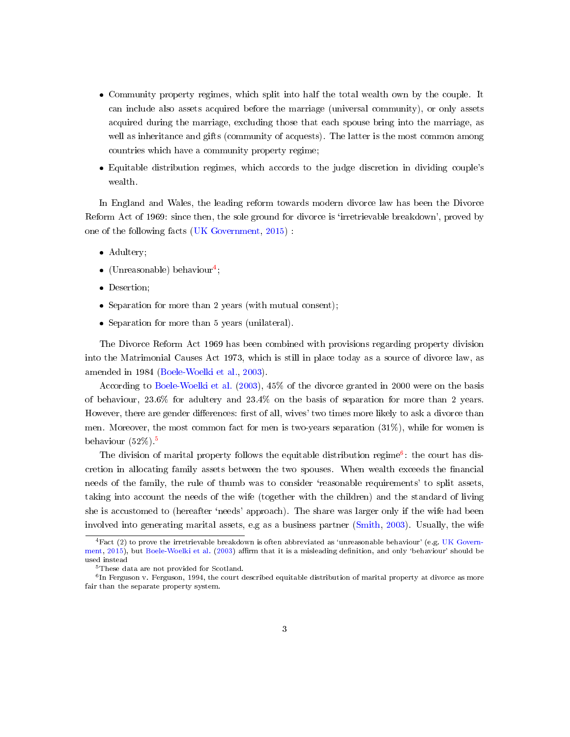- Community property regimes, which split into half the total wealth own by the couple. It can include also assets acquired before the marriage (universal community), or only assets acquired during the marriage, excluding those that each spouse bring into the marriage, as well as inheritance and gifts (community of acquests). The latter is the most common among countries which have a community property regime;
- Equitable distribution regimes, which accords to the judge discretion in dividing couple's wealth.

In England and Wales, the leading reform towards modern divorce law has been the Divorce Reform Act of 1969: since then, the sole ground for divorce is 'irretrievable breakdown', proved by one of the following facts (UK Government, 2015) :

- Adultery;
- (Unreasonable) behaviour[4];
- Desertion;
- Separation for more than 2 years (with mutual consent);
- Separation for more than 5 years (unilateral).

The Divorce Reform Act 1969 has been combined with provisions regarding property division into the Matrimonial Causes Act 1973, which is still in place today as a source of divorce law, as amended in 1984 (Boele-Woelki et al., 2003).

According to Boele-Woelki et al. (2003), 45% of the divorce granted in 2000 were on the basis of behaviour, 23.6% for adultery and 23.4% on the basis of separation for more than 2 years. However, there are gender differences: first of all, wives' two times more likely to ask a divorce than men. Moreover, the most common fact for men is two-years separation (31%), while for women is behaviour (52%).[5]

The division of marital property follows the equitable distribution regime[6]: the court has discretion in allocating family assets between the two spouses. When wealth exceeds the financial needs of the family, the rule of thumb was to consider 'reasonable requirements' to split assets, taking into account the needs of the wife (together with the children) and the standard of living she is accustomed to (hereafter 'needs' approach). The share was larger only if the wife had been involved into generating marital assets, e.g as a business partner (Smith, 2003). Usually, the wife

---

[4] Fact (2) to prove the irretrievable breakdown is often abbreviated as 'unreasonable behaviour' (e.g. UK Government, 2015), but Boele-Woelki et al. (2003) affirm that it is a misleading definition, and only 'behaviour' should be used instead

[5] These data are not provided for Scotland.

[6] In Ferguson v. Ferguson, 1994, the court described equitable distribution of marital property at divorce as more fair than the separate property system.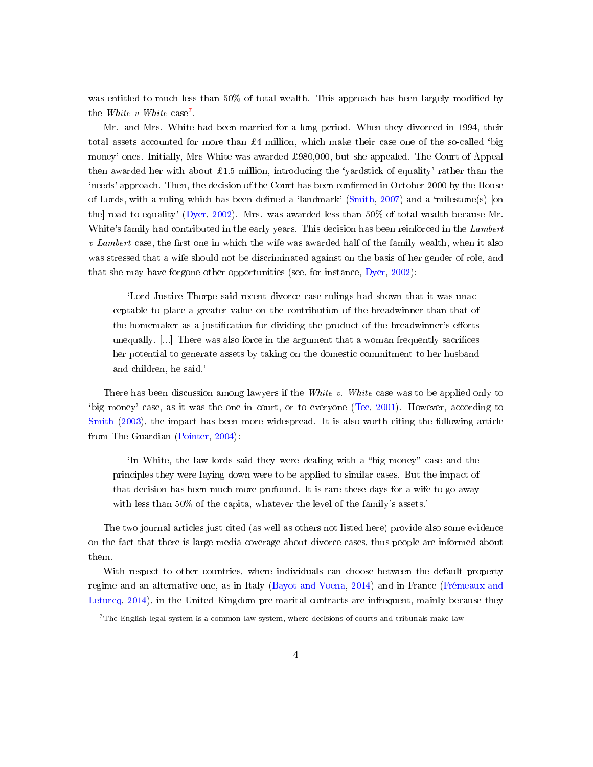was entitled to much less than 50% of total wealth. This approach has been largely modified by the *White v White* case[7].

Mr. and Mrs. White had been married for a long period. When they divorced in 1994, their total assets accounted for more than £4 million, which make their case one of the so-called 'big money' ones. Initially, Mrs White was awarded £980,000, but she appealed. The Court of Appeal then awarded her with about £1.5 million, introducing the 'yardstick of equality' rather than the 'needs' approach. Then, the decision of the Court has been confirmed in October 2000 by the House of Lords, with a ruling which has been defined a 'landmark' (Smith, 2007) and a 'milestone(s) [on the] road to equality' (Dyer, 2002). Mrs. was awarded less than 50% of total wealth because Mr. White's family had contributed in the early years. This decision has been reinforced in the *Lambert v Lambert* case, the first one in which the wife was awarded half of the family wealth, when it also was stressed that a wife should not be discriminated against on the basis of her gender of role, and that she may have forgone other opportunities (see, for instance, Dyer, 2002):

> 'Lord Justice Thorpe said recent divorce case rulings had shown that it was unacceptable to place a greater value on the contribution of the breadwinner than that of the homemaker as a justification for dividing the product of the breadwinner's efforts unequally. [...] There was also force in the argument that a woman frequently sacrifices her potential to generate assets by taking on the domestic commitment to her husband and children, he said.'

There has been discussion among lawyers if the *White v. White* case was to be applied only to 'big money' case, as it was the one in court, or to everyone (Tee, 2001). However, according to Smith (2003), the impact has been more widespread. It is also worth citing the following article from The Guardian (Pointer, 2004):

> 'In White, the law lords said they were dealing with a "big money" case and the principles they were laying down were to be applied to similar cases. But the impact of that decision has been much more profound. It is rare these days for a wife to go away with less than 50% of the capita, whatever the level of the family's assets.'

The two journal articles just cited (as well as others not listed here) provide also some evidence on the fact that there is large media coverage about divorce cases, thus people are informed about them.

With respect to other countries, where individuals can choose between the default property regime and an alternative one, as in Italy (Bayot and Voena, 2014) and in France (Frémeaux and Leturcq, 2014), in the United Kingdom pre-marital contracts are infrequent, mainly because they

[7] The English legal system is a common law system, where decisions of courts and tribunals make law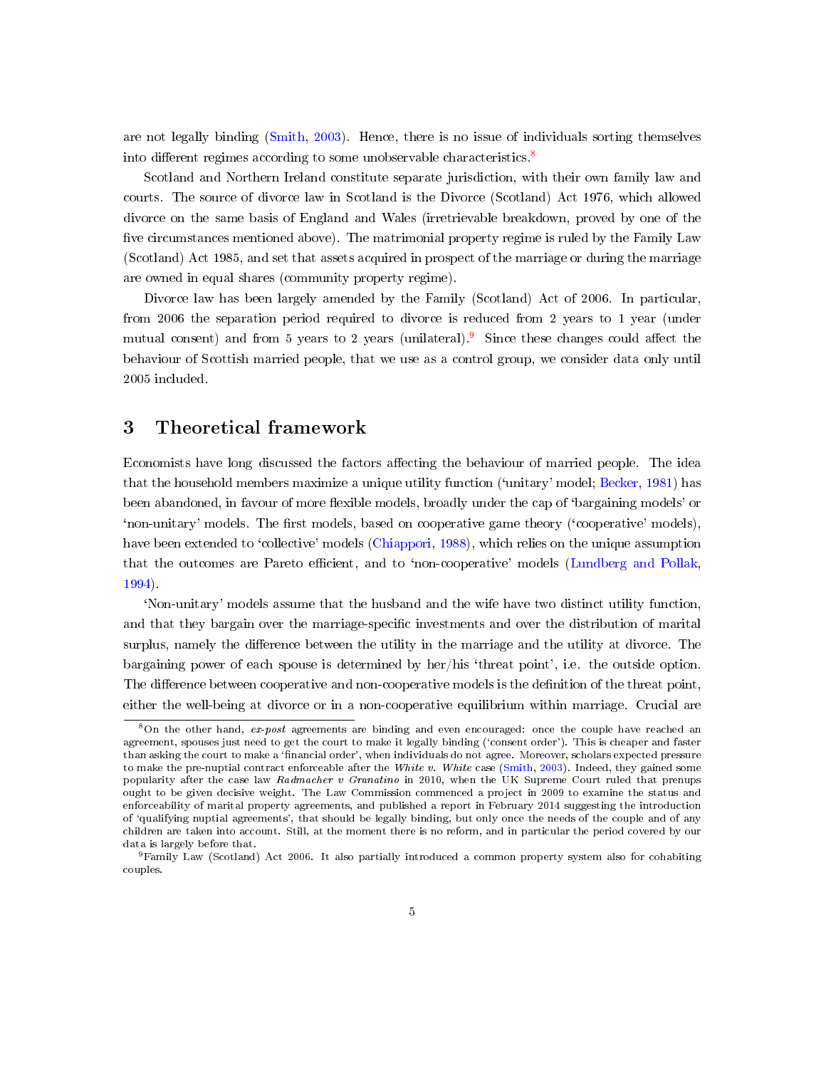are not legally binding (Smith, 2003). Hence, there is no issue of individuals sorting themselves into different regimes according to some unobservable characteristics.[8]

Scotland and Northern Ireland constitute separate jurisdiction, with their own family law and courts. The source of divorce law in Scotland is the Divorce (Scotland) Act 1976, which allowed divorce on the same basis of England and Wales (irretrievable breakdown, proved by one of the five circumstances mentioned above). The matrimonial property regime is ruled by the Family Law (Scotland) Act 1985, and set that assets acquired in prospect of the marriage or during the marriage are owned in equal shares (community property regime).

Divorce law has been largely amended by the Family (Scotland) Act of 2006. In particular, from 2006 the separation period required to divorce is reduced from 2 years to 1 year (under mutual consent) and from 5 years to 2 years (unilateral).[9] Since these changes could affect the behaviour of Scottish married people, that we use as a control group, we consider data only until 2005 included.

# 3 Theoretical framework

Economists have long discussed the factors affecting the behaviour of married people. The idea that the household members maximize a unique utility function ('unitary' model; Becker, 1981) has been abandoned, in favour of more flexible models, broadly under the cap of 'bargaining models' or 'non-unitary' models. The first models, based on cooperative game theory ('cooperative' models), have been extended to 'collective' models (Chiappori, 1988), which relies on the unique assumption that the outcomes are Pareto efficient, and to 'non-cooperative' models (Lundberg and Pollak, 1994).

'Non-unitary' models assume that the husband and the wife have two distinct utility function, and that they bargain over the marriage-specific investments and over the distribution of marital surplus, namely the difference between the utility in the marriage and the utility at divorce. The bargaining power of each spouse is determined by her/his 'threat point', i.e. the outside option. The difference between cooperative and non-cooperative models is the definition of the threat point, either the well-being at divorce or in a non-cooperative equilibrium within marriage. Crucial are

[8] On the other hand, *ex-post* agreements are binding and even encouraged: once the couple have reached an agreement, spouses just need to get the court to make it legally binding ('consent order'). This is cheaper and faster than asking the court to make a 'financial order', when individuals do not agree. Moreover, scholars expected pressure to make the pre-nuptial contract enforceable after the *White v. White* case (Smith, 2003). Indeed, they gained some popularity after the case law *Radmacher v Granatino* in 2010, when the UK Supreme Court ruled that prenups ought to be given decisive weight. The Law Commission commenced a project in 2009 to examine the status and enforceability of marital property agreements, and published a report in February 2014 suggesting the introduction of 'qualifying nuptial agreements', that should be legally binding, but only once the needs of the couple and of any children are taken into account. Still, at the moment there is no reform, and in particular the period covered by our data is largely before that.

[9] Family Law (Scotland) Act 2006. It also partially introduced a common property system also for cohabiting couples.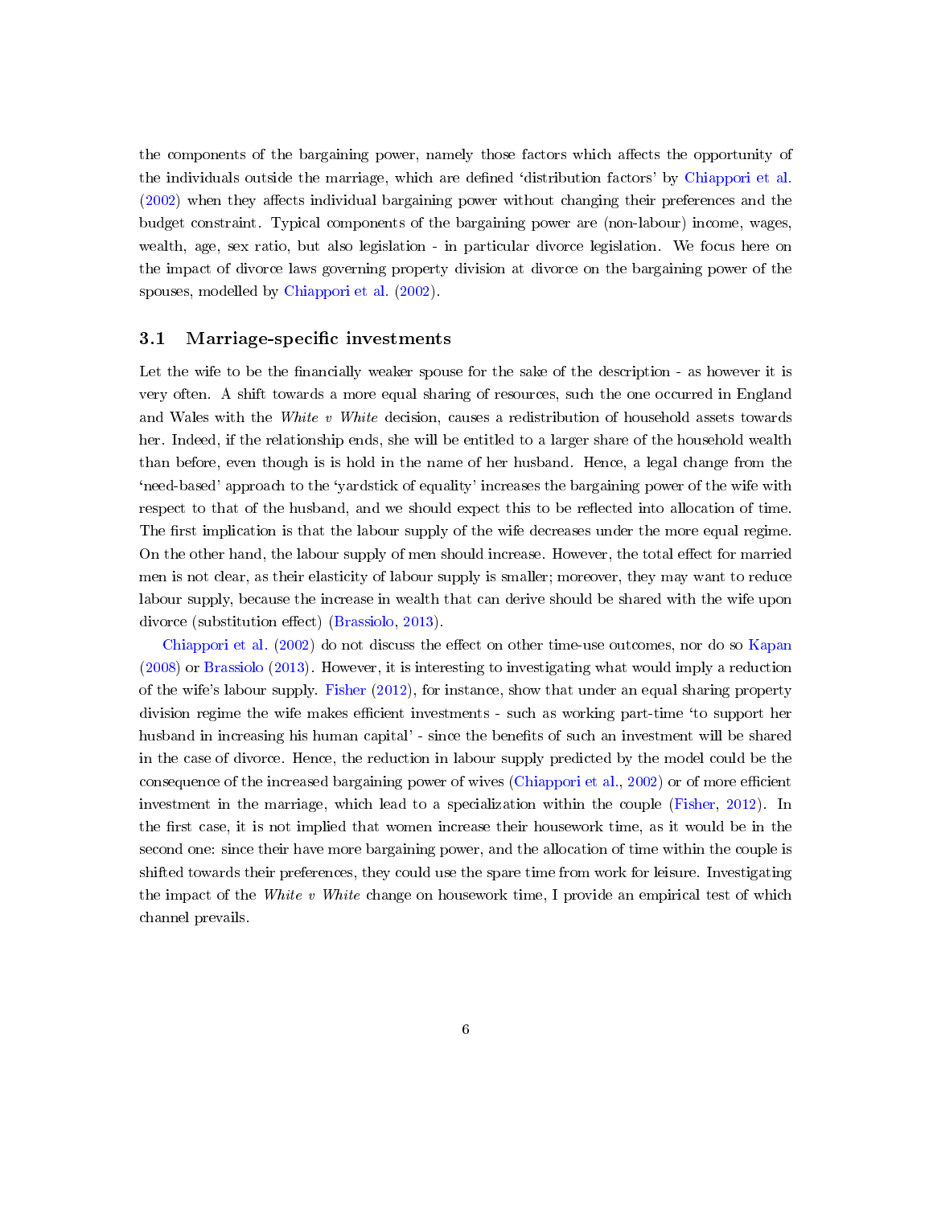the components of the bargaining power, namely those factors which affects the opportunity of the individuals outside the marriage, which are defined 'distribution factors' by Chiappori et al. (2002) when they affects individual bargaining power without changing their preferences and the budget constraint. Typical components of the bargaining power are (non-labour) income, wages, wealth, age, sex ratio, but also legislation - in particular divorce legislation. We focus here on the impact of divorce laws governing property division at divorce on the bargaining power of the spouses, modelled by Chiappori et al. (2002).

## 3.1 Marriage-specific investments

Let the wife to be the financially weaker spouse for the sake of the description - as however it is very often. A shift towards a more equal sharing of resources, such the one occurred in England and Wales with the *White v White* decision, causes a redistribution of household assets towards her. Indeed, if the relationship ends, she will be entitled to a larger share of the household wealth than before, even though is is hold in the name of her husband. Hence, a legal change from the 'need-based' approach to the 'yardstick of equality' increases the bargaining power of the wife with respect to that of the husband, and we should expect this to be reflected into allocation of time. The first implication is that the labour supply of the wife decreases under the more equal regime. On the other hand, the labour supply of men should increase. However, the total effect for married men is not clear, as their elasticity of labour supply is smaller; moreover, they may want to reduce labour supply, because the increase in wealth that can derive should be shared with the wife upon divorce (substitution effect) (Brassiolo, 2013).

Chiappori et al. (2002) do not discuss the effect on other time-use outcomes, nor do so Kapan (2008) or Brassiolo (2013). However, it is interesting to investigating what would imply a reduction of the wife's labour supply. Fisher (2012), for instance, show that under an equal sharing property division regime the wife makes efficient investments - such as working part-time 'to support her husband in increasing his human capital' - since the benefits of such an investment will be shared in the case of divorce. Hence, the reduction in labour supply predicted by the model could be the consequence of the increased bargaining power of wives (Chiappori et al., 2002) or of more efficient investment in the marriage, which lead to a specialization within the couple (Fisher, 2012). In the first case, it is not implied that women increase their housework time, as it would be in the second one: since their have more bargaining power, and the allocation of time within the couple is shifted towards their preferences, they could use the spare time from work for leisure. Investigating the impact of the *White v White* change on housework time, I provide an empirical test of which channel prevails.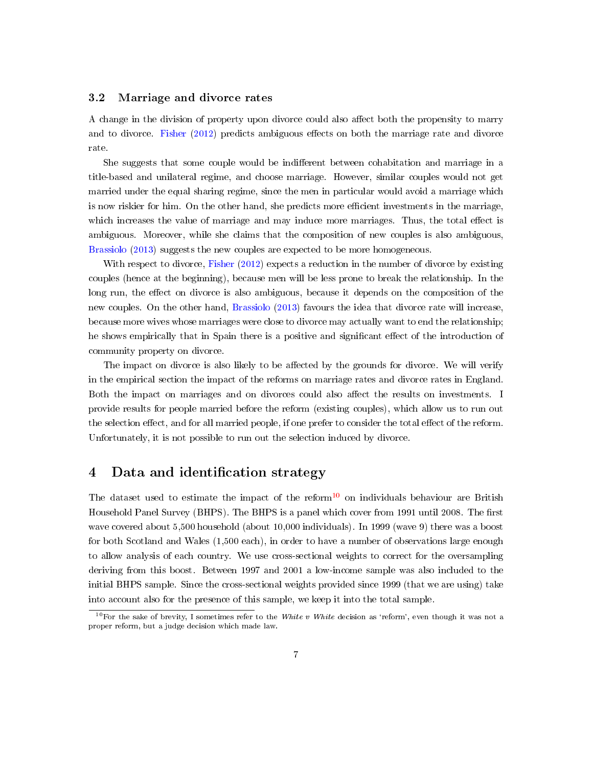### 3.2 Marriage and divorce rates

A change in the division of property upon divorce could also affect both the propensity to marry and to divorce. Fisher (2012) predicts ambiguous effects on both the marriage rate and divorce rate.

She suggests that some couple would be indifferent between cohabitation and marriage in a title-based and unilateral regime, and choose marriage. However, similar couples would not get married under the equal sharing regime, since the men in particular would avoid a marriage which is now riskier for him. On the other hand, she predicts more efficient investments in the marriage, which increases the value of marriage and may induce more marriages. Thus, the total effect is ambiguous. Moreover, while she claims that the composition of new couples is also ambiguous, Brassiolo (2013) suggests the new couples are expected to be more homogeneous.

With respect to divorce, Fisher (2012) expects a reduction in the number of divorce by existing couples (hence at the beginning), because men will be less prone to break the relationship. In the long run, the effect on divorce is also ambiguous, because it depends on the composition of the new couples. On the other hand, Brassiolo (2013) favours the idea that divorce rate will increase, because more wives whose marriages were close to divorce may actually want to end the relationship; he shows empirically that in Spain there is a positive and significant effect of the introduction of community property on divorce.

The impact on divorce is also likely to be affected by the grounds for divorce. We will verify in the empirical section the impact of the reforms on marriage rates and divorce rates in England. Both the impact on marriages and on divorces could also affect the results on investments. I provide results for people married before the reform (existing couples), which allow us to run out the selection effect, and for all married people, if one prefer to consider the total effect of the reform. Unfortunately, it is not possible to run out the selection induced by divorce.

## 4 Data and identification strategy

The dataset used to estimate the impact of the reform[10] on individuals behaviour are British Household Panel Survey (BHPS). The BHPS is a panel which cover from 1991 until 2008. The first wave covered about 5,500 household (about 10,000 individuals). In 1999 (wave 9) there was a boost for both Scotland and Wales (1,500 each), in order to have a number of observations large enough to allow analysis of each country. We use cross-sectional weights to correct for the oversampling deriving from this boost. Between 1997 and 2001 a low-income sample was also included to the initial BHPS sample. Since the cross-sectional weights provided since 1999 (that we are using) take into account also for the presence of this sample, we keep it into the total sample.

[10] For the sake of brevity, I sometimes refer to the *White v White* decision as 'reform', even though it was not a proper reform, but a judge decision which made law.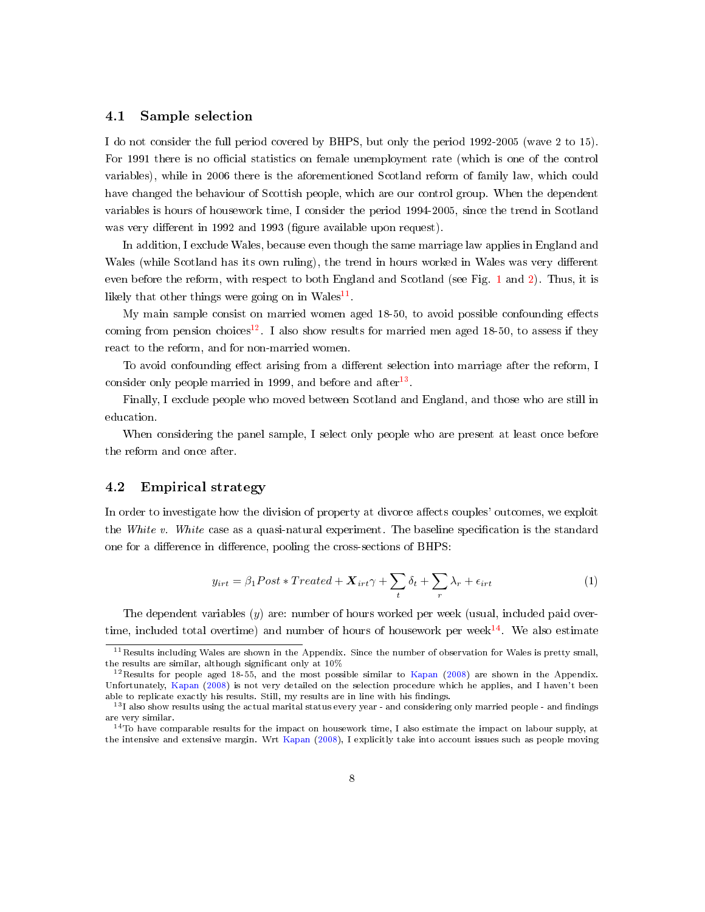### 4.1 Sample selection

I do not consider the full period covered by BHPS, but only the period 1992-2005 (wave 2 to 15). For 1991 there is no official statistics on female unemployment rate (which is one of the control variables), while in 2006 there is the aforementioned Scotland reform of family law, which could have changed the behaviour of Scottish people, which are our control group. When the dependent variables is hours of housework time, I consider the period 1994-2005, since the trend in Scotland was very different in 1992 and 1993 (figure available upon request).

In addition, I exclude Wales, because even though the same marriage law applies in England and Wales (while Scotland has its own ruling), the trend in hours worked in Wales was very different even before the reform, with respect to both England and Scotland (see Fig. 1 and 2). Thus, it is likely that other things were going on in Wales[11].

My main sample consist on married women aged 18-50, to avoid possible confounding effects coming from pension choices[12]. I also show results for married men aged 18-50, to assess if they react to the reform, and for non-married women.

To avoid confounding effect arising from a different selection into marriage after the reform, I consider only people married in 1999, and before and after[13].

Finally, I exclude people who moved between Scotland and England, and those who are still in education.

When considering the panel sample, I select only people who are present at least once before the reform and once after.

### 4.2 Empirical strategy

In order to investigate how the division of property at divorce affects couples' outcomes, we exploit the *White v. White* case as a quasi-natural experiment. The baseline specification is the standard one for a difference in difference, pooling the cross-sections of BHPS:

$$y_{irt} = \beta_1 Post * Treated + \boldsymbol{X}_{irt}\gamma + \sum_t \delta_t + \sum_r \lambda_r + \epsilon_{irt} \tag{1}$$

The dependent variables ($y$) are: number of hours worked per week (usual, included paid overtime, included total overtime) and number of hours of housework per week[14]. We also estimate

[11] Results including Wales are shown in the Appendix. Since the number of observation for Wales is pretty small, the results are similar, although significant only at 10%

[12] Results for people aged 18-55, and the most possible similar to Kapan (2008) are shown in the Appendix. Unfortunately, Kapan (2008) is not very detailed on the selection procedure which he applies, and I haven't been able to replicate exactly his results. Still, my results are in line with his findings.

[13] I also show results using the actual marital status every year - and considering only married people - and findings are very similar.

[14] To have comparable results for the impact on housework time, I also estimate the impact on labour supply, at the intensive and extensive margin. Wrt Kapan (2008), I explicitly take into account issues such as people moving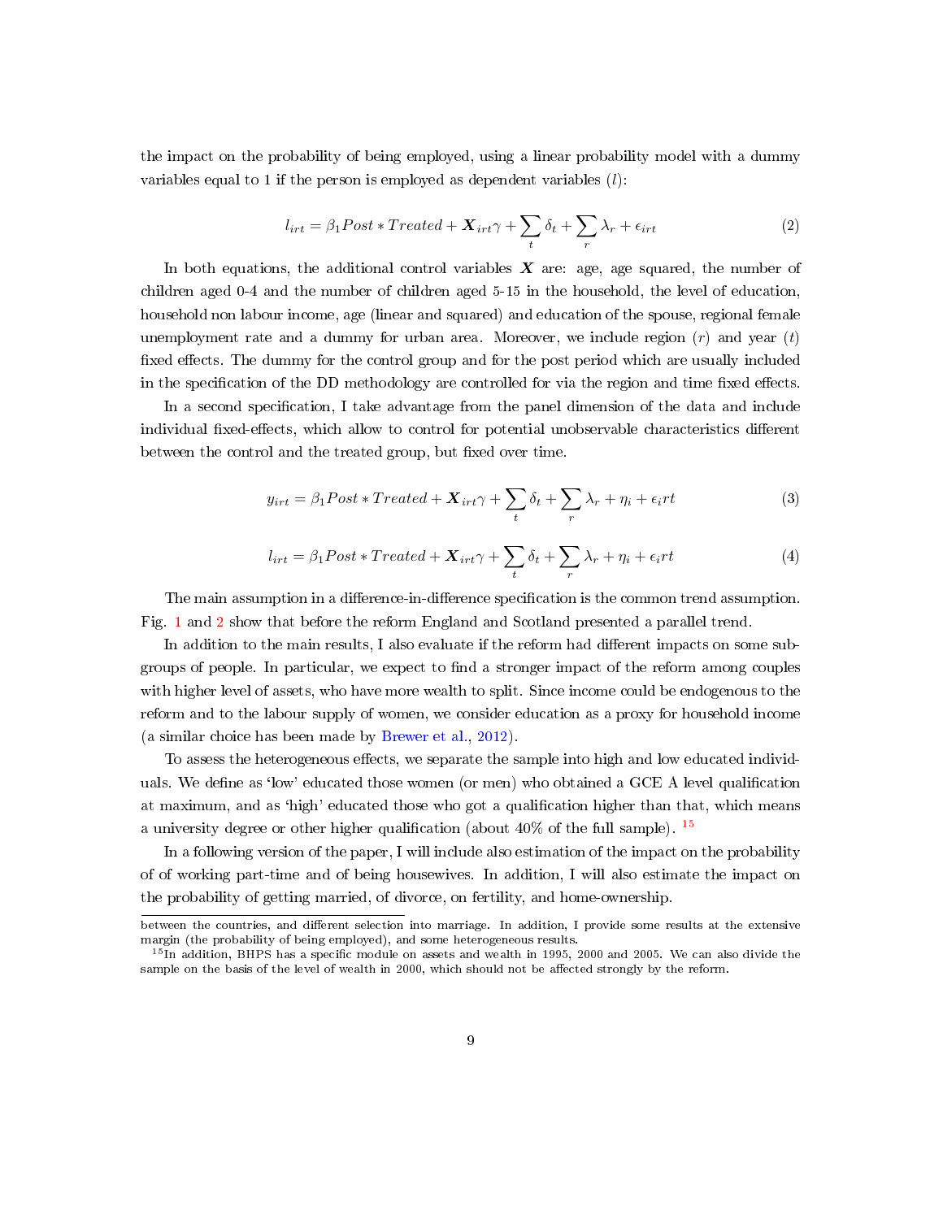the impact on the probability of being employed, using a linear probability model with a dummy variables equal to 1 if the person is employed as dependent variables ($l$):

$$l_{irt} = \beta_1 Post * Treated + \boldsymbol{X}_{irt}\gamma + \sum_t \delta_t + \sum_r \lambda_r + \epsilon_{irt} \tag{2}$$

In both equations, the additional control variables $\boldsymbol{X}$ are: age, age squared, the number of children aged 0-4 and the number of children aged 5-15 in the household, the level of education, household non labour income, age (linear and squared) and education of the spouse, regional female unemployment rate and a dummy for urban area. Moreover, we include region ($r$) and year ($t$) fixed effects. The dummy for the control group and for the post period which are usually included in the specification of the DD methodology are controlled for via the region and time fixed effects.

In a second specification, I take advantage from the panel dimension of the data and include individual fixed-effects, which allow to control for potential unobservable characteristics different between the control and the treated group, but fixed over time.

$$y_{irt} = \beta_1 Post * Treated + \boldsymbol{X}_{irt}\gamma + \sum_t \delta_t + \sum_r \lambda_r + \eta_i + \epsilon_i rt \tag{3}$$

$$l_{irt} = \beta_1 Post * Treated + \boldsymbol{X}_{irt}\gamma + \sum_t \delta_t + \sum_r \lambda_r + \eta_i + \epsilon_i rt \tag{4}$$

The main assumption in a difference-in-difference specification is the common trend assumption. Fig. 1 and 2 show that before the reform England and Scotland presented a parallel trend.

In addition to the main results, I also evaluate if the reform had different impacts on some subgroups of people. In particular, we expect to find a stronger impact of the reform among couples with higher level of assets, who have more wealth to split. Since income could be endogenous to the reform and to the labour supply of women, we consider education as a proxy for household income (a similar choice has been made by Brewer et al., 2012).

To assess the heterogeneous effects, we separate the sample into high and low educated individuals. We define as 'low' educated those women (or men) who obtained a GCE A level qualification at maximum, and as 'high' educated those who got a qualification higher than that, which means a university degree or other higher qualification (about 40% of the full sample). [15]

In a following version of the paper, I will include also estimation of the impact on the probability of of working part-time and of being housewives. In addition, I will also estimate the impact on the probability of getting married, of divorce, on fertility, and home-ownership.

between the countries, and different selection into marriage. In addition, I provide some results at the extensive margin (the probability of being employed), and some heterogeneous results.

[15] In addition, BHPS has a specific module on assets and wealth in 1995, 2000 and 2005. We can also divide the sample on the basis of the level of wealth in 2000, which should not be affected strongly by the reform.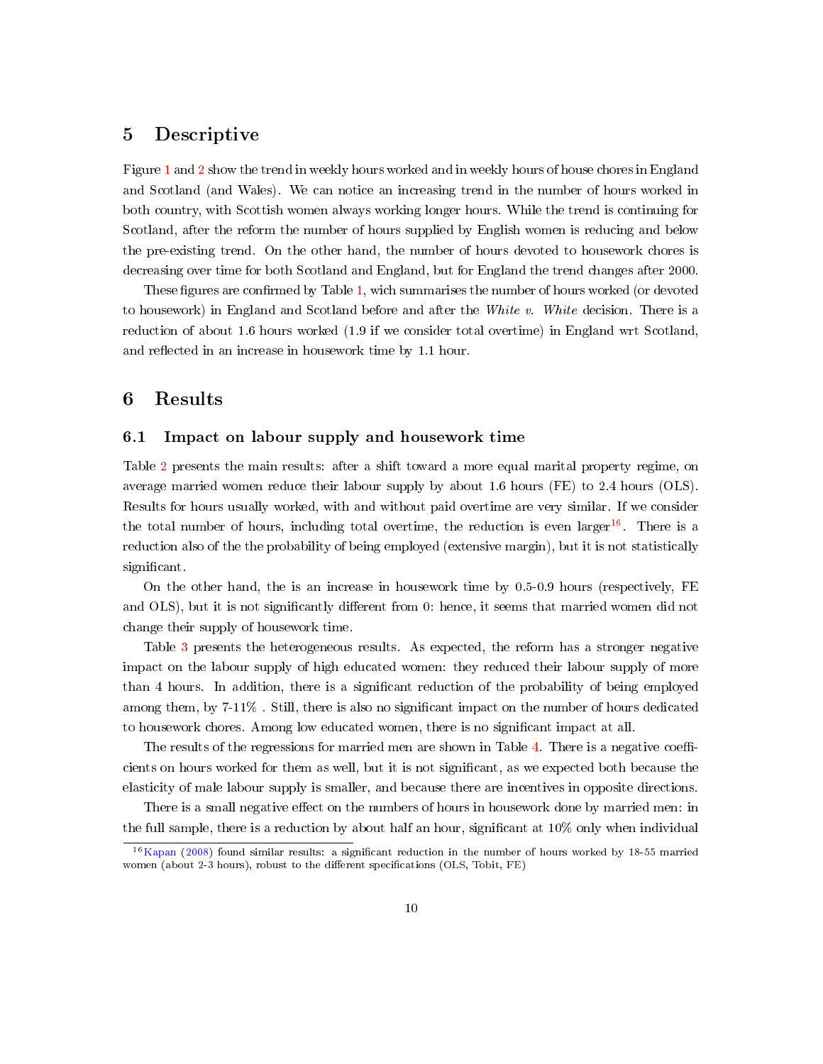# 5 Descriptive

Figure 1 and 2 show the trend in weekly hours worked and in weekly hours of house chores in England and Scotland (and Wales). We can notice an increasing trend in the number of hours worked in both country, with Scottish women always working longer hours. While the trend is continuing for Scotland, after the reform the number of hours supplied by English women is reducing and below the pre-existing trend. On the other hand, the number of hours devoted to housework chores is decreasing over time for both Scotland and England, but for England the trend changes after 2000.

These figures are confirmed by Table 1, wich summarises the number of hours worked (or devoted to housework) in England and Scotland before and after the *White v. White* decision. There is a reduction of about 1.6 hours worked (1.9 if we consider total overtime) in England wrt Scotland, and reflected in an increase in housework time by 1.1 hour.

# 6 Results

## 6.1 Impact on labour supply and housework time

Table 2 presents the main results: after a shift toward a more equal marital property regime, on average married women reduce their labour supply by about 1.6 hours (FE) to 2.4 hours (OLS). Results for hours usually worked, with and without paid overtime are very similar. If we consider the total number of hours, including total overtime, the reduction is even larger[16]. There is a reduction also of the the probability of being employed (extensive margin), but it is not statistically significant.

On the other hand, the is an increase in housework time by 0.5-0.9 hours (respectively, FE and OLS), but it is not significantly different from 0: hence, it seems that married women did not change their supply of housework time.

Table 3 presents the heterogeneous results. As expected, the reform has a stronger negative impact on the labour supply of high educated women: they reduced their labour supply of more than 4 hours. In addition, there is a significant reduction of the probability of being employed among them, by 7-11% . Still, there is also no significant impact on the number of hours dedicated to housework chores. Among low educated women, there is no significant impact at all.

The results of the regressions for married men are shown in Table 4. There is a negative coefficients on hours worked for them as well, but it is not significant, as we expected both because the elasticity of male labour supply is smaller, and because there are incentives in opposite directions.

There is a small negative effect on the numbers of hours in housework done by married men: in the full sample, there is a reduction by about half an hour, significant at 10% only when individual

[16] Kapan (2008) found similar results: a significant reduction in the number of hours worked by 18-55 married women (about 2-3 hours), robust to the different specifications (OLS, Tobit, FE)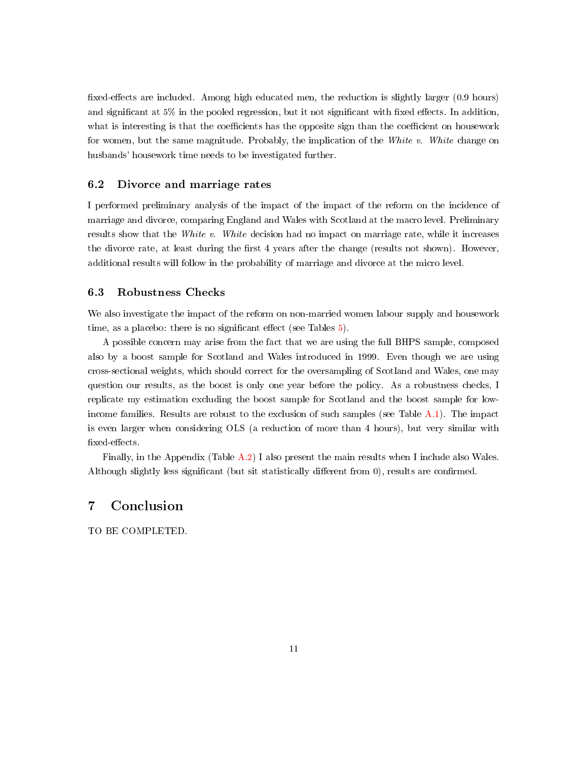fixed-effects are included. Among high educated men, the reduction is slightly larger (0.9 hours) and significant at 5% in the pooled regression, but it not significant with fixed effects. In addition, what is interesting is that the coefficients has the opposite sign than the coefficient on housework for women, but the same magnitude. Probably, the implication of the *White v. White* change on husbands' housework time needs to be investigated further.

### 6.2 Divorce and marriage rates

I performed preliminary analysis of the impact of the impact of the reform on the incidence of marriage and divorce, comparing England and Wales with Scotland at the macro level. Preliminary results show that the *White v. White* decision had no impact on marriage rate, while it increases the divorce rate, at least during the first 4 years after the change (results not shown). However, additional results will follow in the probability of marriage and divorce at the micro level.

### 6.3 Robustness Checks

We also investigate the impact of the reform on non-married women labour supply and housework time, as a placebo: there is no significant effect (see Tables 5).

A possible concern may arise from the fact that we are using the full BHPS sample, composed also by a boost sample for Scotland and Wales introduced in 1999. Even though we are using cross-sectional weights, which should correct for the oversampling of Scotland and Wales, one may question our results, as the boost is only one year before the policy. As a robustness checks, I replicate my estimation excluding the boost sample for Scotland and the boost sample for low-income families. Results are robust to the exclusion of such samples (see Table A.1). The impact is even larger when considering OLS (a reduction of more than 4 hours), but very similar with fixed-effects.

Finally, in the Appendix (Table A.2) I also present the main results when I include also Wales. Although slightly less significant (but sit statistically different from 0), results are confirmed.

## 7 Conclusion

TO BE COMPLETED.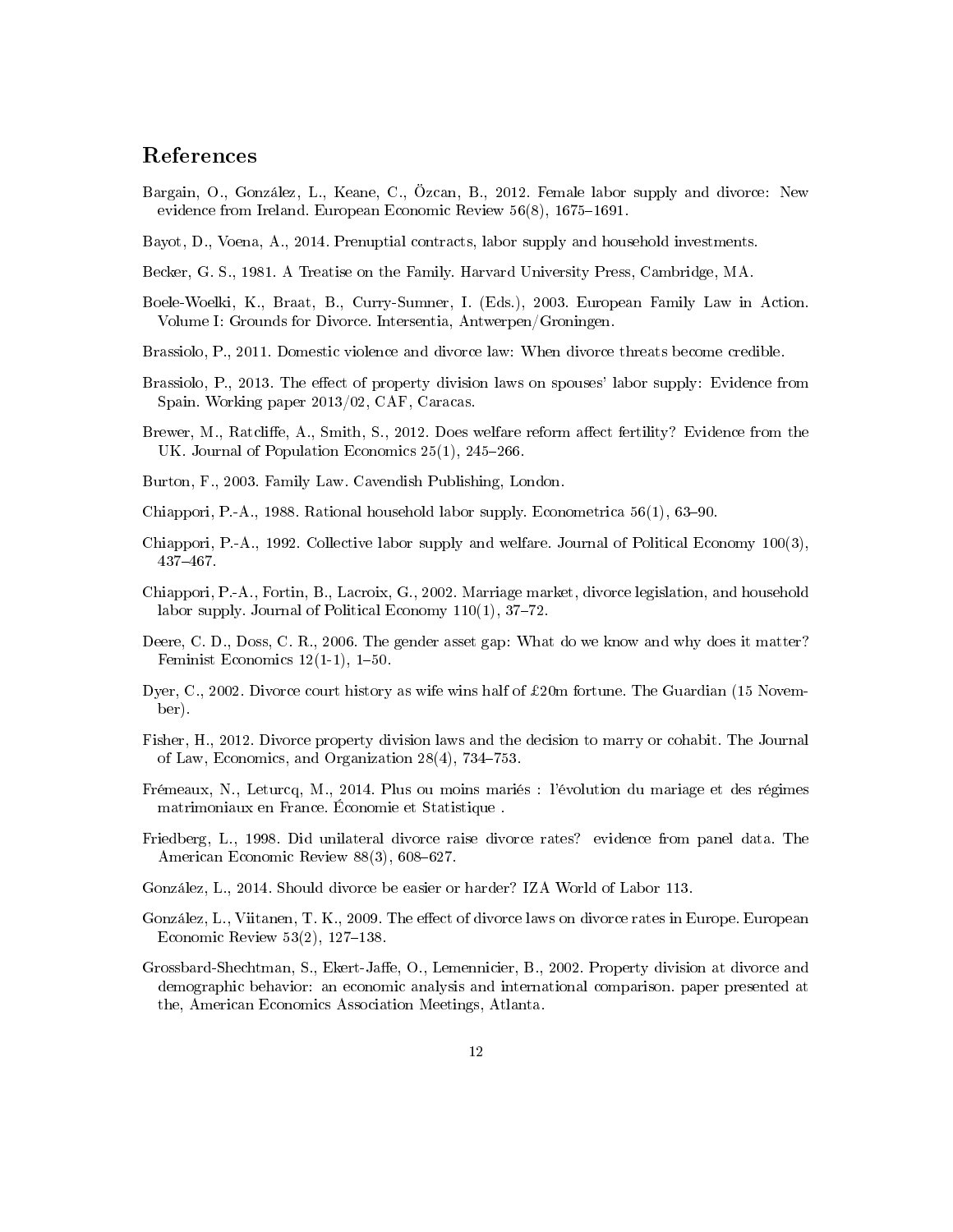## References

Bargain, O., González, L., Keane, C., Özcan, B., 2012. Female labor supply and divorce: New evidence from Ireland. European Economic Review 56(8), 1675–1691.

Bayot, D., Voena, A., 2014. Prenuptial contracts, labor supply and household investments.

Becker, G. S., 1981. A Treatise on the Family. Harvard University Press, Cambridge, MA.

Boele-Woelki, K., Braat, B., Curry-Sumner, I. (Eds.), 2003. European Family Law in Action. Volume I: Grounds for Divorce. Intersentia, Antwerpen/Groningen.

Brassiolo, P., 2011. Domestic violence and divorce law: When divorce threats become credible.

Brassiolo, P., 2013. The effect of property division laws on spouses' labor supply: Evidence from Spain. Working paper 2013/02, CAF, Caracas.

Brewer, M., Ratcliffe, A., Smith, S., 2012. Does welfare reform affect fertility? Evidence from the UK. Journal of Population Economics 25(1), 245–266.

Burton, F., 2003. Family Law. Cavendish Publishing, London.

Chiappori, P.-A., 1988. Rational household labor supply. Econometrica 56(1), 63–90.

Chiappori, P.-A., 1992. Collective labor supply and welfare. Journal of Political Economy 100(3), 437–467.

Chiappori, P.-A., Fortin, B., Lacroix, G., 2002. Marriage market, divorce legislation, and household labor supply. Journal of Political Economy 110(1), 37–72.

Deere, C. D., Doss, C. R., 2006. The gender asset gap: What do we know and why does it matter? Feminist Economics 12(1-1), 1–50.

Dyer, C., 2002. Divorce court history as wife wins half of £20m fortune. The Guardian (15 November).

Fisher, H., 2012. Divorce property division laws and the decision to marry or cohabit. The Journal of Law, Economics, and Organization 28(4), 734–753.

Frémeaux, N., Leturcq, M., 2014. Plus ou moins mariés : l'évolution du mariage et des régimes matrimoniaux en France. Économie et Statistique .

Friedberg, L., 1998. Did unilateral divorce raise divorce rates? evidence from panel data. The American Economic Review 88(3), 608–627.

González, L., 2014. Should divorce be easier or harder? IZA World of Labor 113.

González, L., Viitanen, T. K., 2009. The effect of divorce laws on divorce rates in Europe. European Economic Review 53(2), 127–138.

Grossbard-Shechtman, S., Ekert-Jaffe, O., Lemennicier, B., 2002. Property division at divorce and demographic behavior: an economic analysis and international comparison. paper presented at the, American Economics Association Meetings, Atlanta.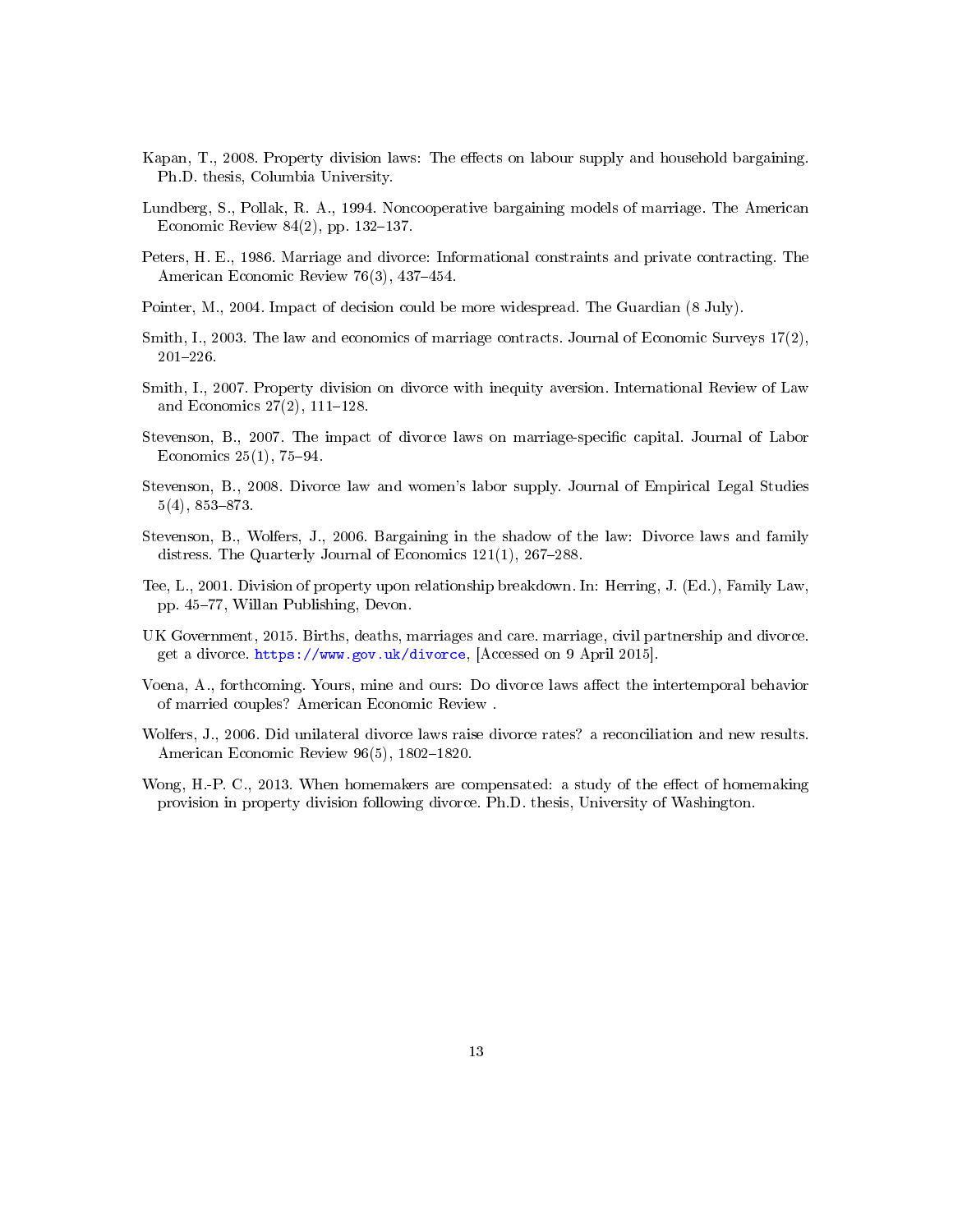Kapan, T., 2008. Property division laws: The effects on labour supply and household bargaining. Ph.D. thesis, Columbia University.

Lundberg, S., Pollak, R. A., 1994. Noncooperative bargaining models of marriage. The American Economic Review 84(2), pp. 132–137.

Peters, H. E., 1986. Marriage and divorce: Informational constraints and private contracting. The American Economic Review 76(3), 437–454.

Pointer, M., 2004. Impact of decision could be more widespread. The Guardian (8 July).

Smith, I., 2003. The law and economics of marriage contracts. Journal of Economic Surveys 17(2), 201–226.

Smith, I., 2007. Property division on divorce with inequity aversion. International Review of Law and Economics 27(2), 111–128.

Stevenson, B., 2007. The impact of divorce laws on marriage-specific capital. Journal of Labor Economics 25(1), 75–94.

Stevenson, B., 2008. Divorce law and women's labor supply. Journal of Empirical Legal Studies 5(4), 853–873.

Stevenson, B., Wolfers, J., 2006. Bargaining in the shadow of the law: Divorce laws and family distress. The Quarterly Journal of Economics 121(1), 267–288.

Tee, L., 2001. Division of property upon relationship breakdown. In: Herring, J. (Ed.), Family Law, pp. 45–77, Willan Publishing, Devon.

UK Government, 2015. Births, deaths, marriages and care. marriage, civil partnership and divorce. get a divorce. https://www.gov.uk/divorce, [Accessed on 9 April 2015].

Voena, A., forthcoming. Yours, mine and ours: Do divorce laws affect the intertemporal behavior of married couples? American Economic Review .

Wolfers, J., 2006. Did unilateral divorce laws raise divorce rates? a reconciliation and new results. American Economic Review 96(5), 1802–1820.

Wong, H.-P. C., 2013. When homemakers are compensated: a study of the effect of homemaking provision in property division following divorce. Ph.D. thesis, University of Washington.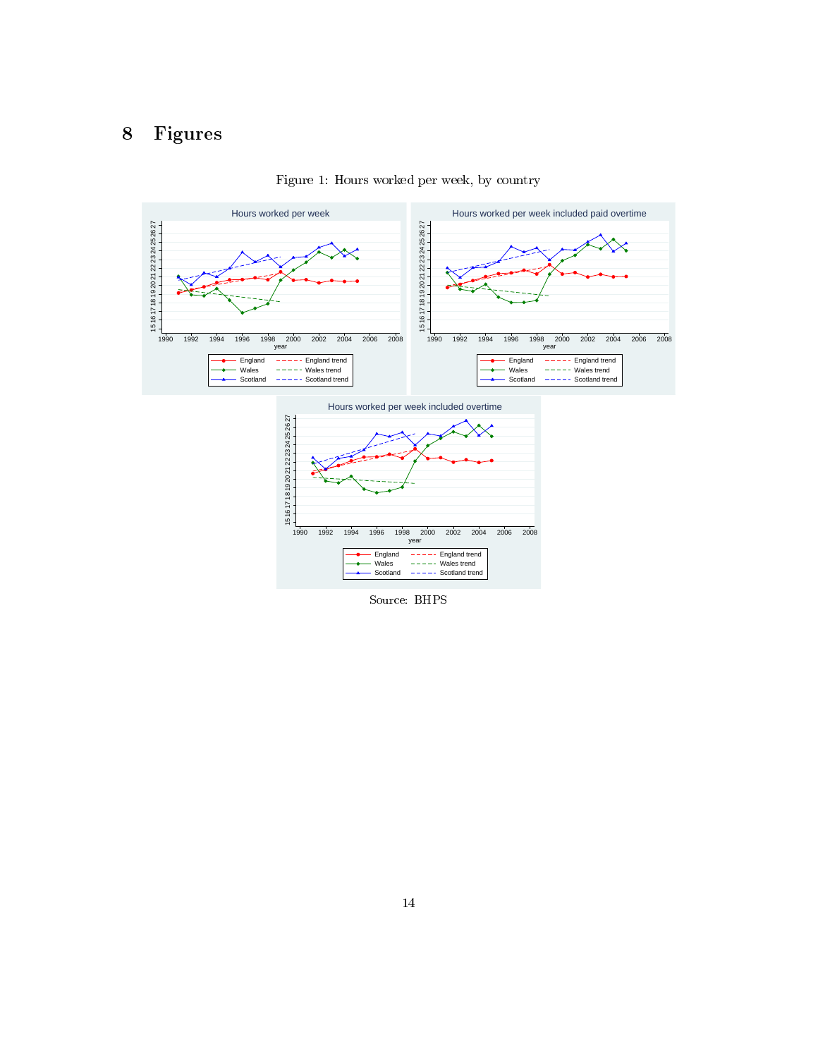# 8 Figures

Figure 1: Hours worked per week, by country

Source: BHPS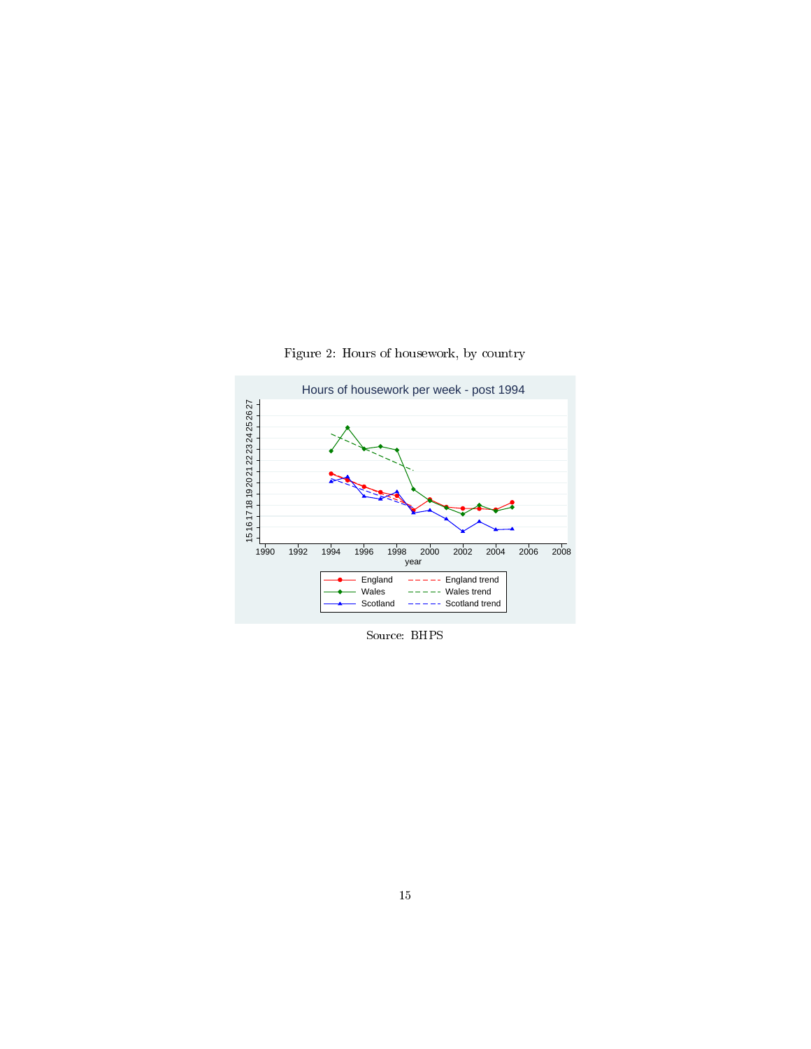Figure 2: Hours of housework, by country

Source: BHPS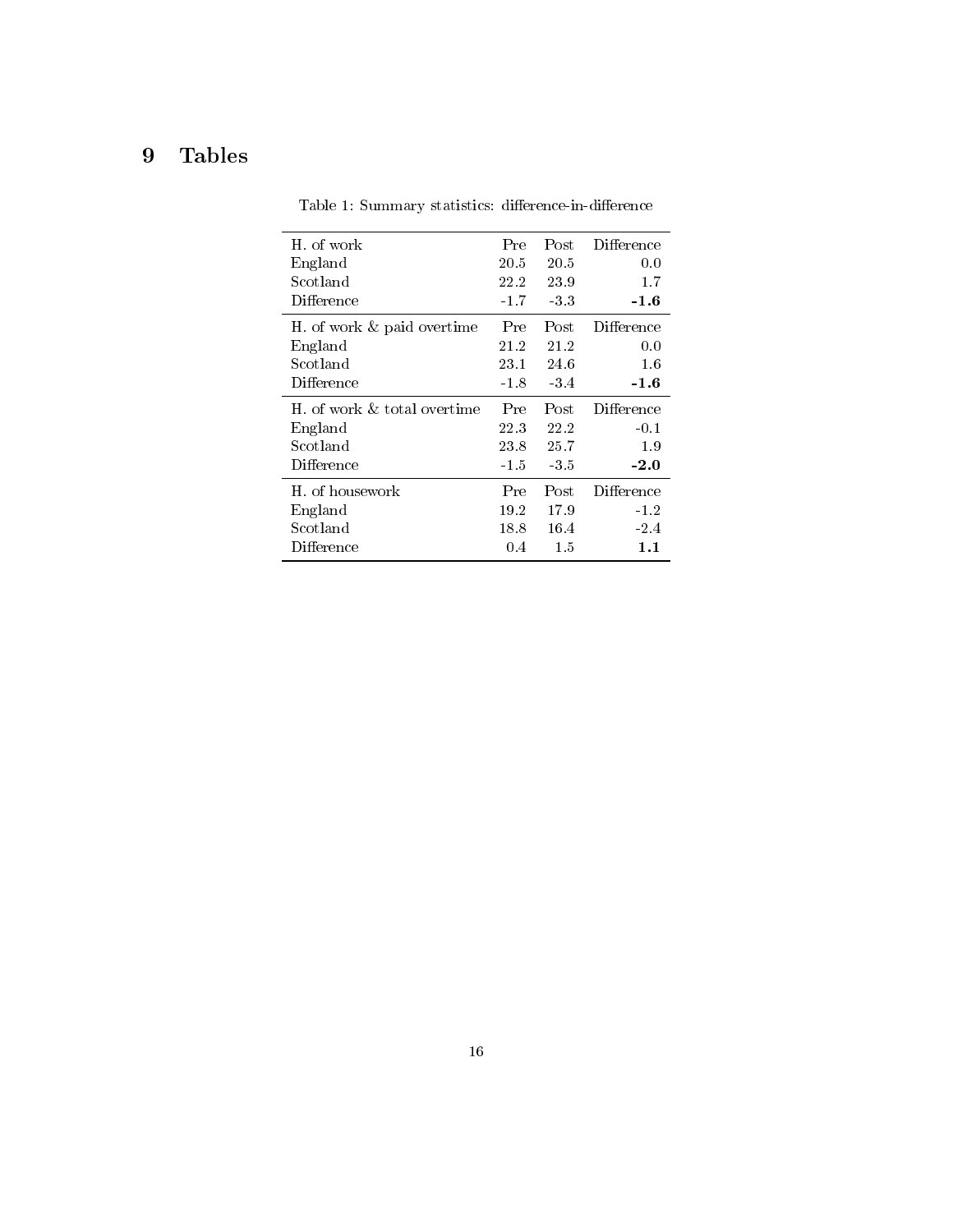# 9 Tables

Table 1: Summary statistics: difference-in-difference

| H. of work | Pre | Post | Difference |
|---|---|---|---|
| England | 20.5 | 20.5 | 0.0 |
| Scotland | 22.2 | 23.9 | 1.7 |
| Difference | -1.7 | -3.3 | **-1.6** |
| H. of work & paid overtime | Pre | Post | Difference |
| England | 21.2 | 21.2 | 0.0 |
| Scotland | 23.1 | 24.6 | 1.6 |
| Difference | -1.8 | -3.4 | **-1.6** |
| H. of work & total overtime | Pre | Post | Difference |
| England | 22.3 | 22.2 | -0.1 |
| Scotland | 23.8 | 25.7 | 1.9 |
| Difference | -1.5 | -3.5 | **-2.0** |
| H. of housework | Pre | Post | Difference |
| England | 19.2 | 17.9 | -1.2 |
| Scotland | 18.8 | 16.4 | -2.4 |
| Difference | 0.4 | 1.5 | **1.1** |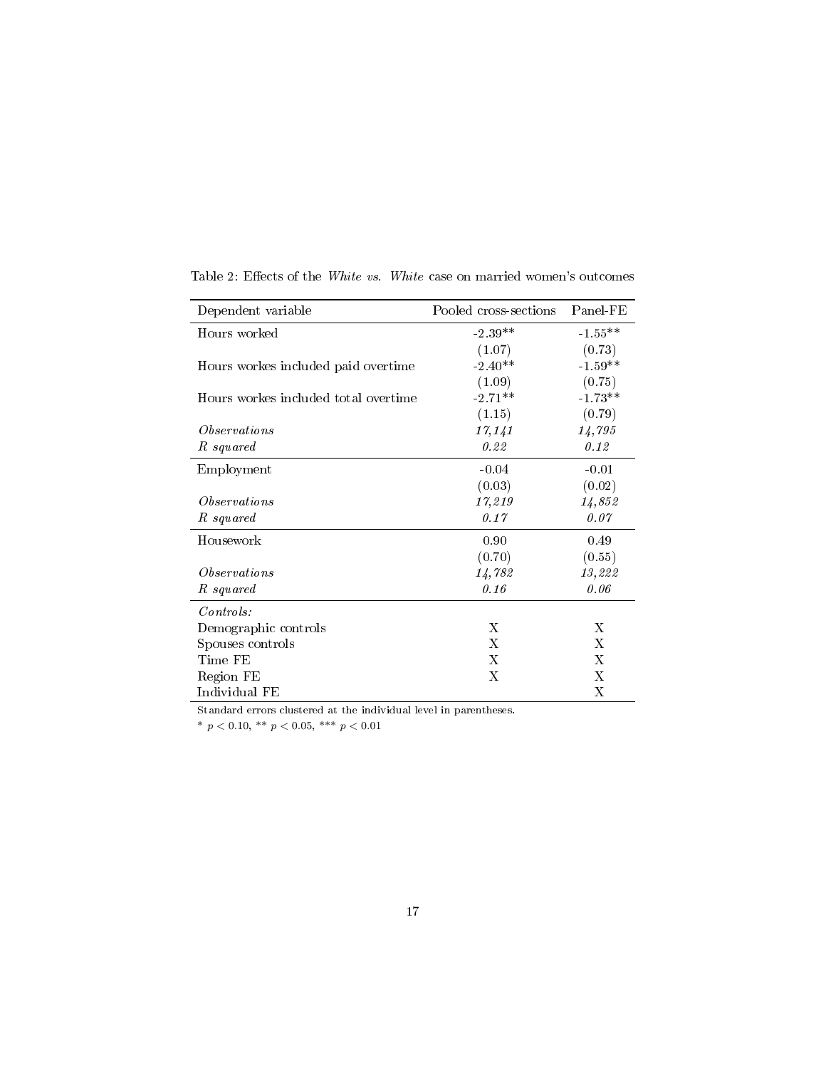Table 2: Effects of the *White vs. White* case on married women's outcomes

| Dependent variable | Pooled cross-sections | Panel-FE |
|---|---|---|
| Hours worked | -2.39** | -1.55** |
| | (1.07) | (0.73) |
| Hours workes included paid overtime | -2.40** | -1.59** |
| | (1.09) | (0.75) |
| Hours workes included total overtime | -2.71** | -1.73** |
| | (1.15) | (0.79) |
| *Observations* | *17,141* | *14,795* |
| *R squared* | *0.22* | *0.12* |
| Employment | -0.04 | -0.01 |
| | (0.03) | (0.02) |
| *Observations* | *17,219* | *14,852* |
| *R squared* | *0.17* | *0.07* |
| Housework | 0.90 | 0.49 |
| | (0.70) | (0.55) |
| *Observations* | *14,782* | *13,222* |
| *R squared* | *0.16* | *0.06* |
| *Controls:* | | |
| Demographic controls | X | X |
| Spouses controls | X | X |
| Time FE | X | X |
| Region FE | X | X |
| Individual FE | | X |

Standard errors clustered at the individual level in parentheses.

* $p < 0.10$, ** $p < 0.05$, *** $p < 0.01$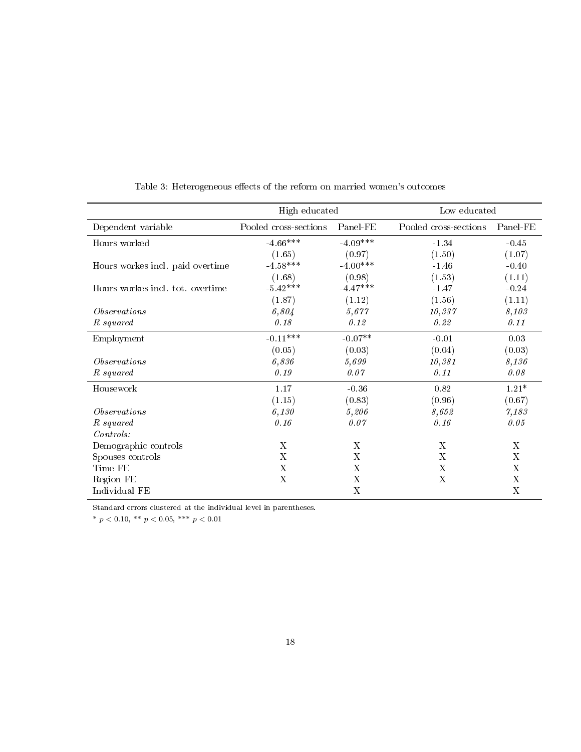Table 3: Heterogeneous effects of the reform on married women's outcomes

| | High educated | | Low educated | |
|---|---|---|---|---|
| Dependent variable | Pooled cross-sections | Panel-FE | Pooled cross-sections | Panel-FE |
| Hours worked | -4.66*** | -4.09*** | -1.34 | -0.45 |
| | (1.65) | (0.97) | (1.50) | (1.07) |
| Hours workes incl. paid overtime | -4.58*** | -4.00*** | -1.46 | -0.40 |
| | (1.68) | (0.98) | (1.53) | (1.11) |
| Hours workes incl. tot. overtime | -5.42*** | -4.47*** | -1.47 | -0.24 |
| | (1.87) | (1.12) | (1.56) | (1.11) |
| *Observations* | *6,804* | *5,677* | *10,337* | *8,103* |
| *R squared* | *0.18* | *0.12* | *0.22* | *0.11* |
| Employment | -0.11*** | -0.07** | -0.01 | 0.03 |
| | (0.05) | (0.03) | (0.04) | (0.03) |
| *Observations* | *6,836* | *5,699* | *10,381* | *8,136* |
| *R squared* | *0.19* | *0.07* | *0.11* | *0.08* |
| Housework | 1.17 | -0.36 | 0.82 | 1.21* |
| | (1.15) | (0.83) | (0.96) | (0.67) |
| *Observations* | *6,130* | *5,206* | *8,652* | *7,183* |
| *R squared* | *0.16* | *0.07* | *0.16* | *0.05* |
| *Controls:* | | | | |
| Demographic controls | X | X | X | X |
| Spouses controls | X | X | X | X |
| Time FE | X | X | X | X |
| Region FE | X | X | X | X |
| Individual FE | | X | | X |

Standard errors clustered at the individual level in parentheses.

* $p < 0.10$, ** $p < 0.05$, *** $p < 0.01$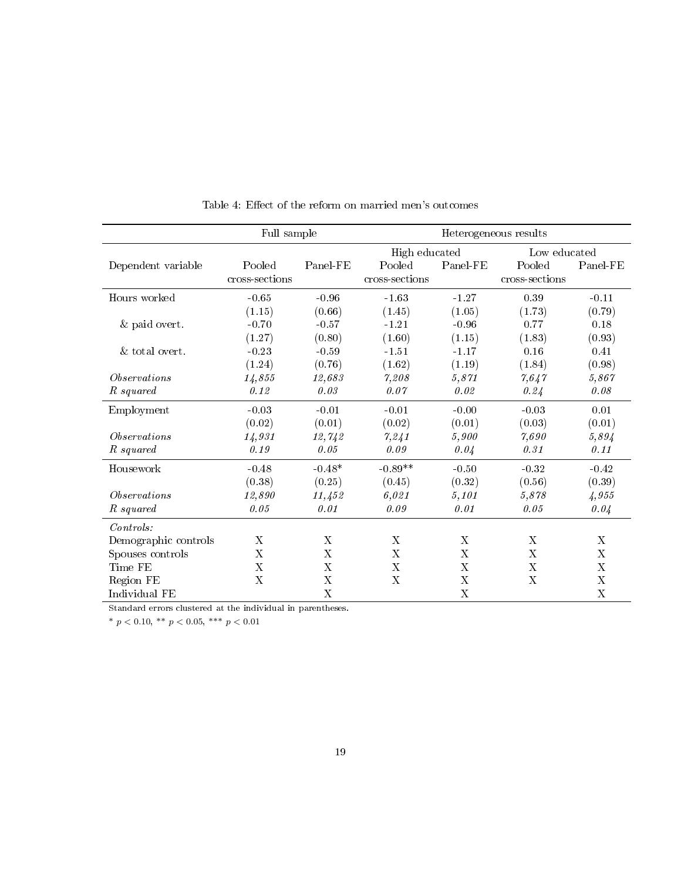Table 4: Effect of the reform on married men's outcomes

| | Full sample | | Heterogeneous results | | | |
|---|---|---|---|---|---|---|
| | | | High educated | | Low educated | |
| Dependent variable | Pooled cross-sections | Panel-FE | Pooled cross-sections | Panel-FE | Pooled cross-sections | Panel-FE |
| Hours worked | -0.65 | -0.96 | -1.63 | -1.27 | 0.39 | -0.11 |
| | (1.15) | (0.66) | (1.45) | (1.05) | (1.73) | (0.79) |
| & paid overt. | -0.70 | -0.57 | -1.21 | -0.96 | 0.77 | 0.18 |
| | (1.27) | (0.80) | (1.60) | (1.15) | (1.83) | (0.93) |
| & total overt. | -0.23 | -0.59 | -1.51 | -1.17 | 0.16 | 0.41 |
| | (1.24) | (0.76) | (1.62) | (1.19) | (1.84) | (0.98) |
| *Observations* | *14,855* | *12,683* | *7,208* | *5,871* | *7,647* | *5,867* |
| *R squared* | *0.12* | *0.03* | *0.07* | *0.02* | *0.24* | *0.08* |
| Employment | -0.03 | -0.01 | -0.01 | -0.00 | -0.03 | 0.01 |
| | (0.02) | (0.01) | (0.02) | (0.01) | (0.03) | (0.01) |
| *Observations* | *14,931* | *12,742* | *7,241* | *5,900* | *7,690* | *5,894* |
| *R squared* | *0.19* | *0.05* | *0.09* | *0.04* | *0.31* | *0.11* |
| Housework | -0.48 | -0.48* | -0.89** | -0.50 | -0.32 | -0.42 |
| | (0.38) | (0.25) | (0.45) | (0.32) | (0.56) | (0.39) |
| *Observations* | *12,890* | *11,452* | *6,021* | *5,101* | *5,878* | *4,955* |
| *R squared* | *0.05* | *0.01* | *0.09* | *0.01* | *0.05* | *0.04* |
| *Controls:* | | | | | | |
| Demographic controls | X | X | X | X | X | X |
| Spouses controls | X | X | X | X | X | X |
| Time FE | X | X | X | X | X | X |
| Region FE | X | X | X | X | X | X |
| Individual FE | | X | | X | | X |

Standard errors clustered at the individual in parentheses.

\* $p < 0.10$, \*\* $p < 0.05$, \*\*\* $p < 0.01$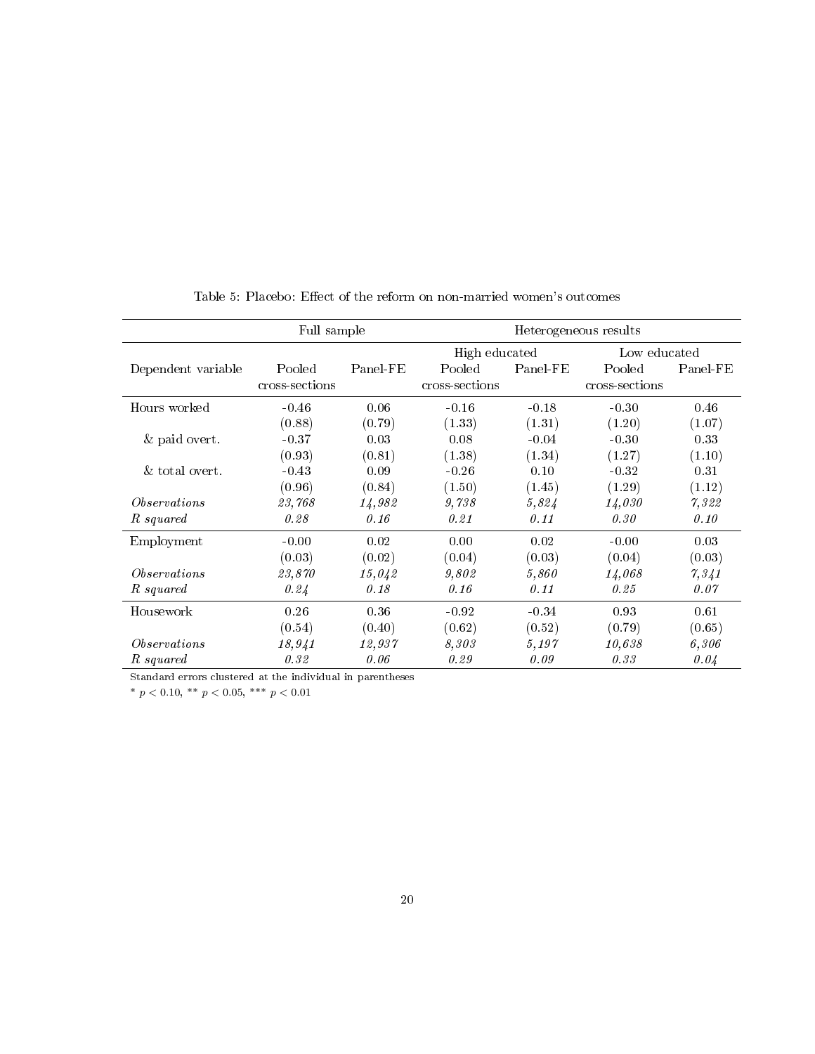Table 5: Placebo: Effect of the reform on non-married women's outcomes

| | Full sample | | Heterogeneous results | | | |
|---|---|---|---|---|---|---|
| | | | High educated | | Low educated | |
| Dependent variable | Pooled cross-sections | Panel-FE | Pooled cross-sections | Panel-FE | Pooled cross-sections | Panel-FE |
| Hours worked | -0.46 | 0.06 | -0.16 | -0.18 | -0.30 | 0.46 |
| | (0.88) | (0.79) | (1.33) | (1.31) | (1.20) | (1.07) |
| & paid overt. | -0.37 | 0.03 | 0.08 | -0.04 | -0.30 | 0.33 |
| | (0.93) | (0.81) | (1.38) | (1.34) | (1.27) | (1.10) |
| & total overt. | -0.43 | 0.09 | -0.26 | 0.10 | -0.32 | 0.31 |
| | (0.96) | (0.84) | (1.50) | (1.45) | (1.29) | (1.12) |
| *Observations* | *23,768* | *14,982* | *9,738* | *5,824* | *14,030* | *7,322* |
| *R squared* | *0.28* | *0.16* | *0.21* | *0.11* | *0.30* | *0.10* |
| Employment | -0.00 | 0.02 | 0.00 | 0.02 | -0.00 | 0.03 |
| | (0.03) | (0.02) | (0.04) | (0.03) | (0.04) | (0.03) |
| *Observations* | *23,870* | *15,042* | *9,802* | *5,860* | *14,068* | *7,341* |
| *R squared* | *0.24* | *0.18* | *0.16* | *0.11* | *0.25* | *0.07* |
| Housework | 0.26 | 0.36 | -0.92 | -0.34 | 0.93 | 0.61 |
| | (0.54) | (0.40) | (0.62) | (0.52) | (0.79) | (0.65) |
| *Observations* | *18,941* | *12,937* | *8,303* | *5,197* | *10,638* | *6,306* |
| *R squared* | *0.32* | *0.06* | *0.29* | *0.09* | *0.33* | *0.04* |

Standard errors clustered at the individual in parentheses

* $p < 0.10$, ** $p < 0.05$, *** $p < 0.01$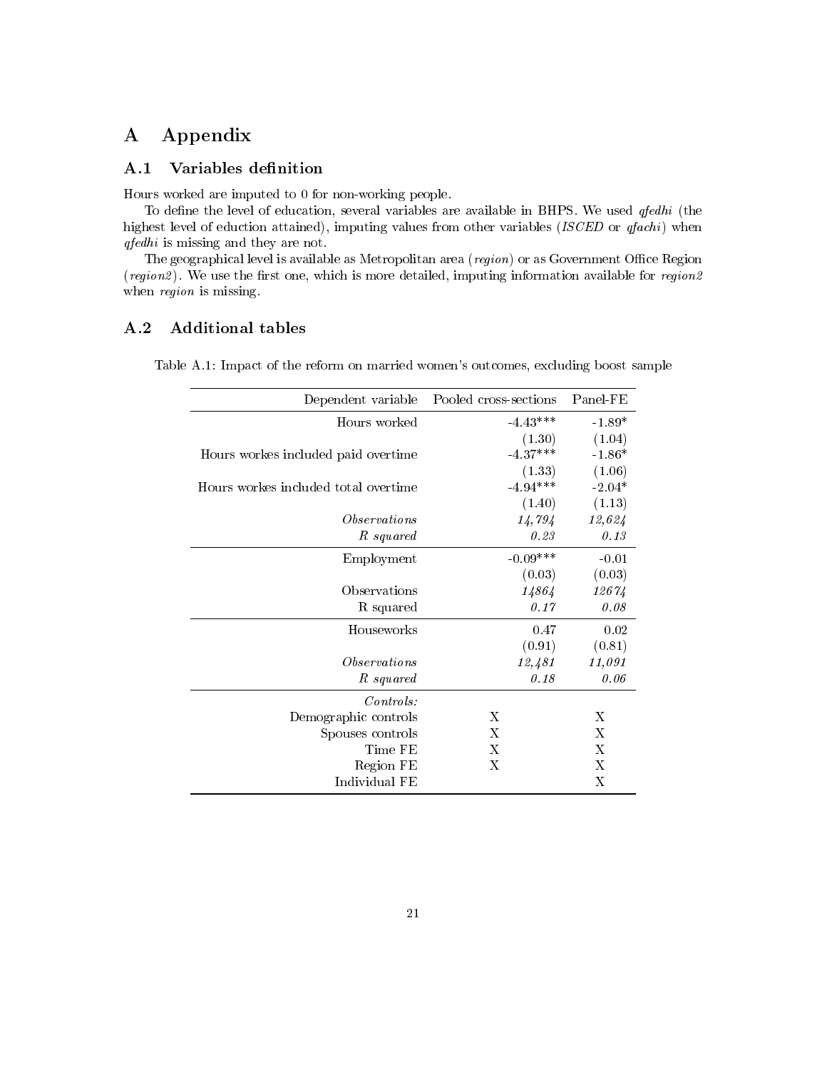# A Appendix

## A.1 Variables definition

Hours worked are imputed to 0 for non-working people.

To define the level of education, several variables are available in BHPS. We used *qfedhi* (the highest level of eduction attained), imputing values from other variables (*ISCED* or *qfachi*) when *qfedhi* is missing and they are not.

The geographical level is available as Metropolitan area (*region*) or as Government Office Region (*region2*). We use the first one, which is more detailed, imputing information available for *region2* when *region* is missing.

## A.2 Additional tables

Table A.1: Impact of the reform on married women's outcomes, excluding boost sample

| Dependent variable | Pooled cross-sections | Panel-FE |
|---:|---:|---:|
| Hours worked | -4.43*** | -1.89* |
| | (1.30) | (1.04) |
| Hours workes included paid overtime | -4.37*** | -1.86* |
| | (1.33) | (1.06) |
| Hours workes included total overtime | -4.94*** | -2.04* |
| | (1.40) | (1.13) |
| *Observations* | *14,794* | *12,624* |
| *R squared* | *0.23* | *0.13* |
| Employment | -0.09*** | -0.01 |
| | (0.03) | (0.03) |
| Observations | *14864* | *12674* |
| R squared | *0.17* | *0.08* |
| Houseworks | 0.47 | 0.02 |
| | (0.91) | (0.81) |
| *Observations* | *12,481* | *11,091* |
| *R squared* | *0.18* | *0.06* |
| *Controls:* | | |
| Demographic controls | X | X |
| Spouses controls | X | X |
| Time FE | X | X |
| Region FE | X | X |
| Individual FE | | X |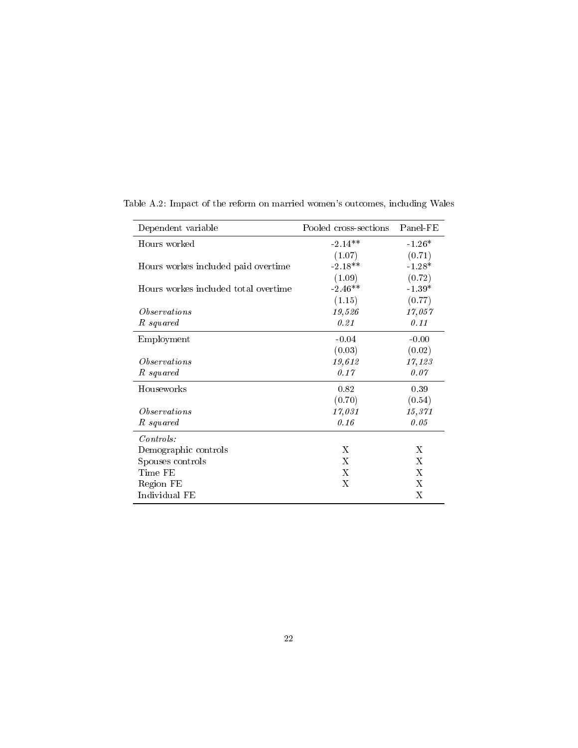Table A.2: Impact of the reform on married women's outcomes, including Wales

| Dependent variable | Pooled cross-sections | Panel-FE |
|---|---|---|
| Hours worked | -2.14** | -1.26* |
| | (1.07) | (0.71) |
| Hours workes included paid overtime | -2.18** | -1.28* |
| | (1.09) | (0.72) |
| Hours workes included total overtime | -2.46** | -1.39* |
| | (1.15) | (0.77) |
| *Observations* | *19,526* | *17,057* |
| *R squared* | *0.21* | *0.11* |
| Employment | -0.04 | -0.00 |
| | (0.03) | (0.02) |
| *Observations* | *19,612* | *17,123* |
| *R squared* | *0.17* | *0.07* |
| Houseworks | 0.82 | 0.39 |
| | (0.70) | (0.54) |
| *Observations* | *17,031* | *15,371* |
| *R squared* | *0.16* | *0.05* |
| *Controls:* | | |
| Demographic controls | X | X |
| Spouses controls | X | X |
| Time FE | X | X |
| Region FE | X | X |
| Individual FE | | X |